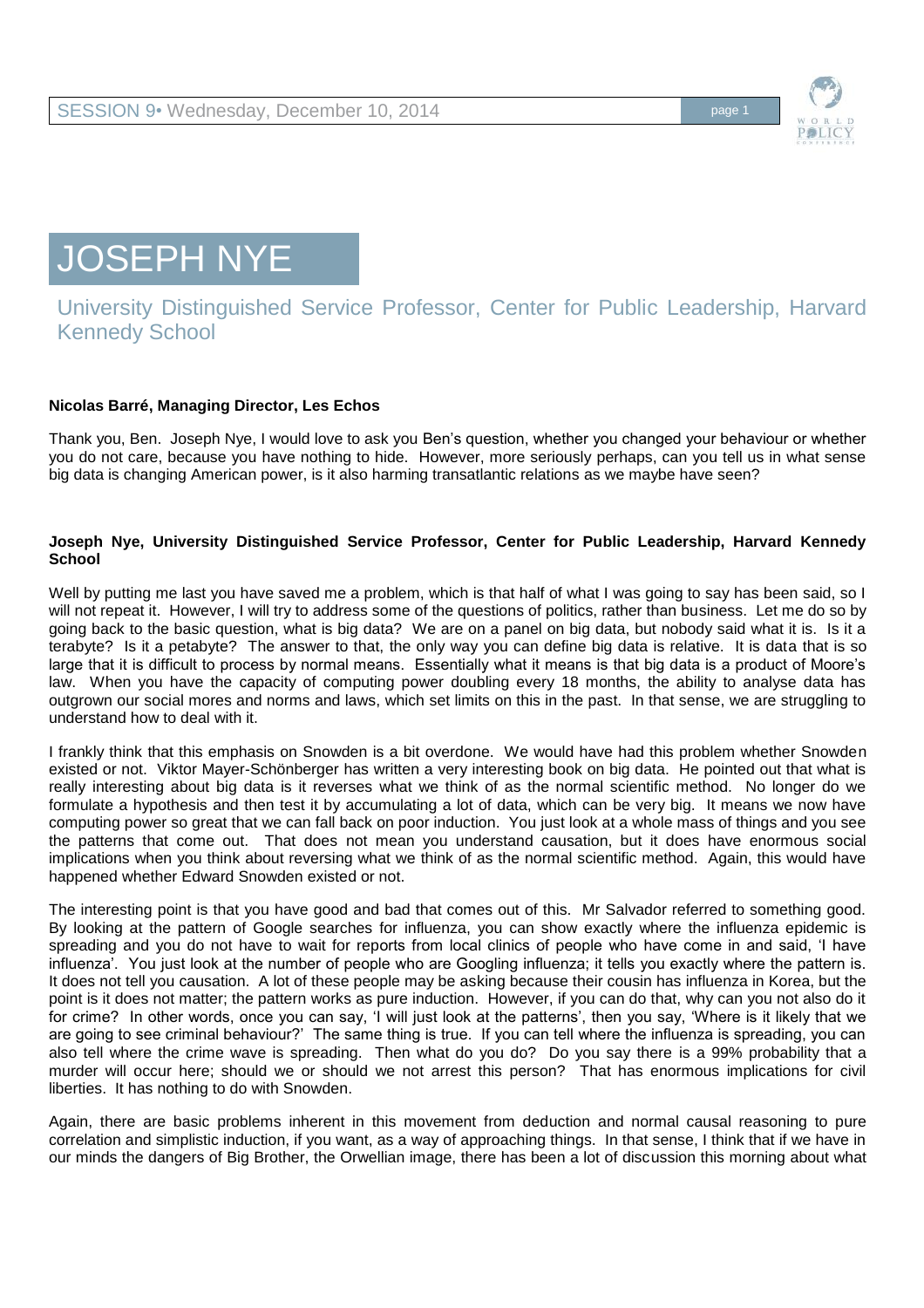# JOSEPH NYE

University Distinguished Service Professor, Center for Public Leadership, Harvard Kennedy School

**Nicolas Barré, Managing Director, Les Echos**

Thank you, Ben. Joseph Nye, I would love to ask you Ben's question, whether you changed your behaviour or whether you do not care, because you have nothing to hide. However, more seriously perhaps, can you tell us in what sense big data is changing American power, is it also harming transatlantic relations as we maybe have seen?

**Joseph Nye, University Distinguished Service Professor, Center for Public Leadership, Harvard Kennedy School**

Well by putting me last you have saved me a problem, which is that half of what I was going to say has been said, so I will not repeat it. However, I will try to address some of the questions of politics, rather than business. Let me do so by going back to the basic question, what is big data? We are on a panel on big data, but nobody said what it is. Is it a terabyte? Is it a petabyte? The answer to that, the only way you can define big data is relative. It is data that is so large that it is difficult to process by normal means. Essentially what it means is that big data is a product of Moore's law. When you have the capacity of computing power doubling every 18 months, the ability to analyse data has outgrown our social mores and norms and laws, which set limits on this in the past. In that sense, we are struggling to understand how to deal with it.

I frankly think that this emphasis on Snowden is a bit overdone. We would have had this problem whether Snowden existed or not. Viktor Mayer-Schönberger has written a very interesting book on big data. He pointed out that what is really interesting about big data is it reverses what we think of as the normal scientific method. No longer do we formulate a hypothesis and then test it by accumulating a lot of data, which can be very big. It means we now have computing power so great that we can fall back on poor induction. You just look at a whole mass of things and you see the patterns that come out. That does not mean you understand causation, but it does have enormous social implications when you think about reversing what we think of as the normal scientific method. Again, this would have happened whether Edward Snowden existed or not.

The interesting point is that you have good and bad that comes out of this. Mr Salvador referred to something good. By looking at the pattern of Google searches for influenza, you can show exactly where the influenza epidemic is spreading and you do not have to wait for reports from local clinics of people who have come in and said, 'I have influenza'. You just look at the number of people who are Googling influenza; it tells you exactly where the pattern is. It does not tell you causation. A lot of these people may be asking because their cousin has influenza in Korea, but the point is it does not matter; the pattern works as pure induction. However, if you can do that, why can you not also do it for crime? In other words, once you can say, 'I will just look at the patterns', then you say, 'Where is it likely that we are going to see criminal behaviour?' The same thing is true. If you can tell where the influenza is spreading, you can also tell where the crime wave is spreading. Then what do you do? Do you say there is a 99% probability that a murder will occur here; should we or should we not arrest this person? That has enormous implications for civil liberties. It has nothing to do with Snowden.

Again, there are basic problems inherent in this movement from deduction and normal causal reasoning to pure correlation and simplistic induction, if you want, as a way of approaching things. In that sense, I think that if we have in our minds the dangers of Big Brother, the Orwellian image, there has been a lot of discussion this morning about what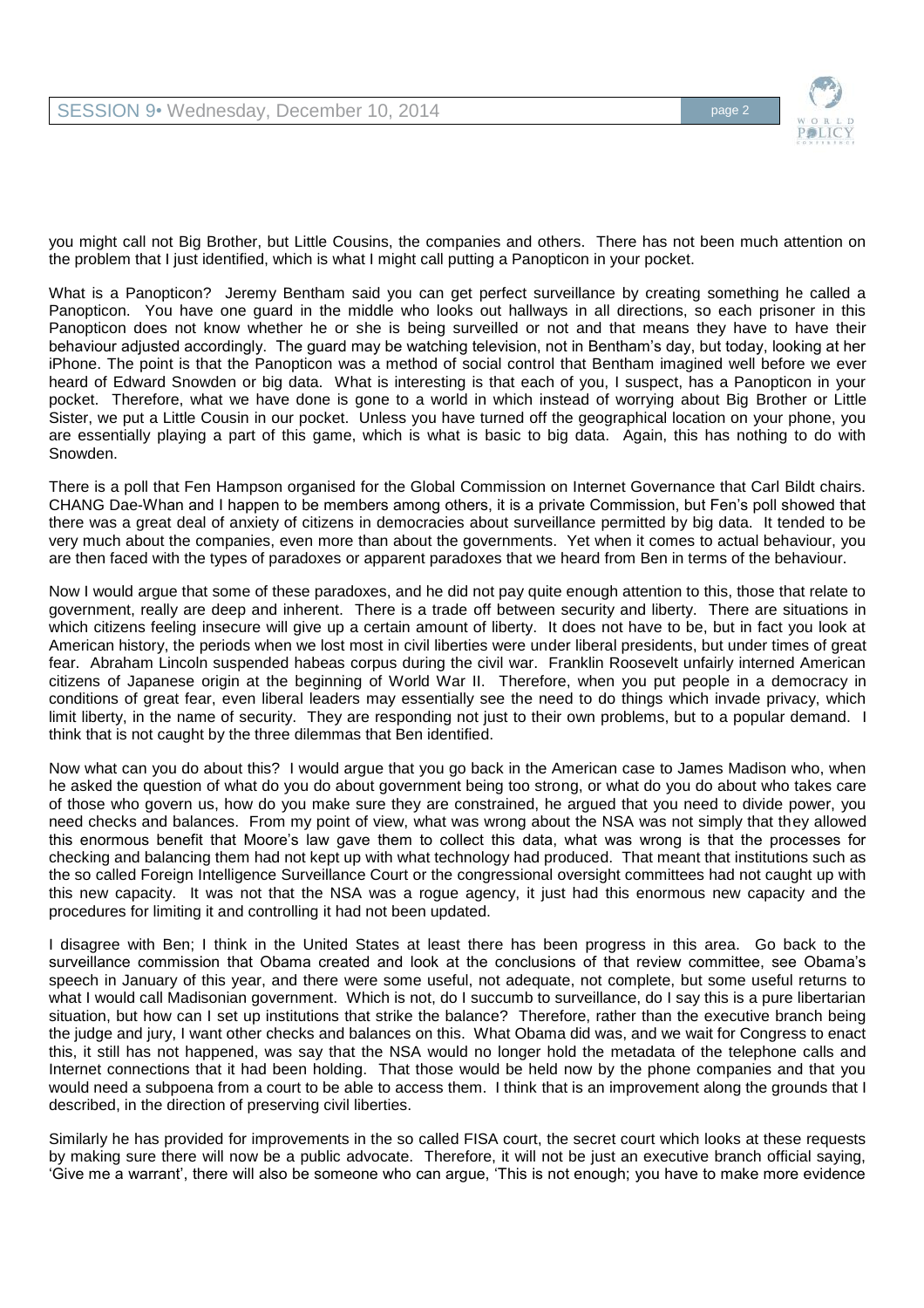you might call not Big Brother, but Little Cousins, the companies and others. There has not been much attention on the problem that I just identified, which is what I might call putting a Panopticon in your pocket.

What is a Panopticon? Jeremy Bentham said you can get perfect surveillance by creating something he called a Panopticon. You have one guard in the middle who looks out hallways in all directions, so each prisoner in this Panopticon does not know whether he or she is being surveilled or not and that means they have to have their behaviour adjusted accordingly. The guard may be watching television, not in Bentham's day, but today, looking at her iPhone. The point is that the Panopticon was a method of social control that Bentham imagined well before we ever heard of Edward Snowden or big data. What is interesting is that each of you, I suspect, has a Panopticon in your pocket. Therefore, what we have done is gone to a world in which instead of worrying about Big Brother or Little Sister, we put a Little Cousin in our pocket. Unless you have turned off the geographical location on your phone, you are essentially playing a part of this game, which is what is basic to big data. Again, this has nothing to do with Snowden.

There is a poll that Fen Hampson organised for the Global Commission on Internet Governance that Carl Bildt chairs. CHANG Dae-Whan and I happen to be members among others, it is a private Commission, but Fen's poll showed that there was a great deal of anxiety of citizens in democracies about surveillance permitted by big data. It tended to be very much about the companies, even more than about the governments. Yet when it comes to actual behaviour, you are then faced with the types of paradoxes or apparent paradoxes that we heard from Ben in terms of the behaviour.

Now I would argue that some of these paradoxes, and he did not pay quite enough attention to this, those that relate to government, really are deep and inherent. There is a trade off between security and liberty. There are situations in which citizens feeling insecure will give up a certain amount of liberty. It does not have to be, but in fact you look at American history, the periods when we lost most in civil liberties were under liberal presidents, but under times of great fear. Abraham Lincoln suspended habeas corpus during the civil war. Franklin Roosevelt unfairly interned American citizens of Japanese origin at the beginning of World War II. Therefore, when you put people in a democracy in conditions of great fear, even liberal leaders may essentially see the need to do things which invade privacy, which limit liberty, in the name of security. They are responding not just to their own problems, but to a popular demand. I think that is not caught by the three dilemmas that Ben identified.

Now what can you do about this? I would argue that you go back in the American case to James Madison who, when he asked the question of what do you do about government being too strong, or what do you do about who takes care of those who govern us, how do you make sure they are constrained, he argued that you need to divide power, you need checks and balances. From my point of view, what was wrong about the NSA was not simply that they allowed this enormous benefit that Moore's law gave them to collect this data, what was wrong is that the processes for checking and balancing them had not kept up with what technology had produced. That meant that institutions such as the so called Foreign Intelligence Surveillance Court or the congressional oversight committees had not caught up with this new capacity. It was not that the NSA was a rogue agency, it just had this enormous new capacity and the procedures for limiting it and controlling it had not been updated.

I disagree with Ben; I think in the United States at least there has been progress in this area. Go back to the surveillance commission that Obama created and look at the conclusions of that review committee, see Obama's speech in January of this year, and there were some useful, not adequate, not complete, but some useful returns to what I would call Madisonian government. Which is not, do I succumb to surveillance, do I say this is a pure libertarian situation, but how can I set up institutions that strike the balance? Therefore, rather than the executive branch being the judge and jury, I want other checks and balances on this. What Obama did was, and we wait for Congress to enact this, it still has not happened, was say that the NSA would no longer hold the metadata of the telephone calls and Internet connections that it had been holding. That those would be held now by the phone companies and that you would need a subpoena from a court to be able to access them. I think that is an improvement along the grounds that I described, in the direction of preserving civil liberties.

Similarly he has provided for improvements in the so called FISA court, the secret court which looks at these requests by making sure there will now be a public advocate. Therefore, it will not be just an executive branch official saying, 'Give me a warrant', there will also be someone who can argue, 'This is not enough; you have to make more evidence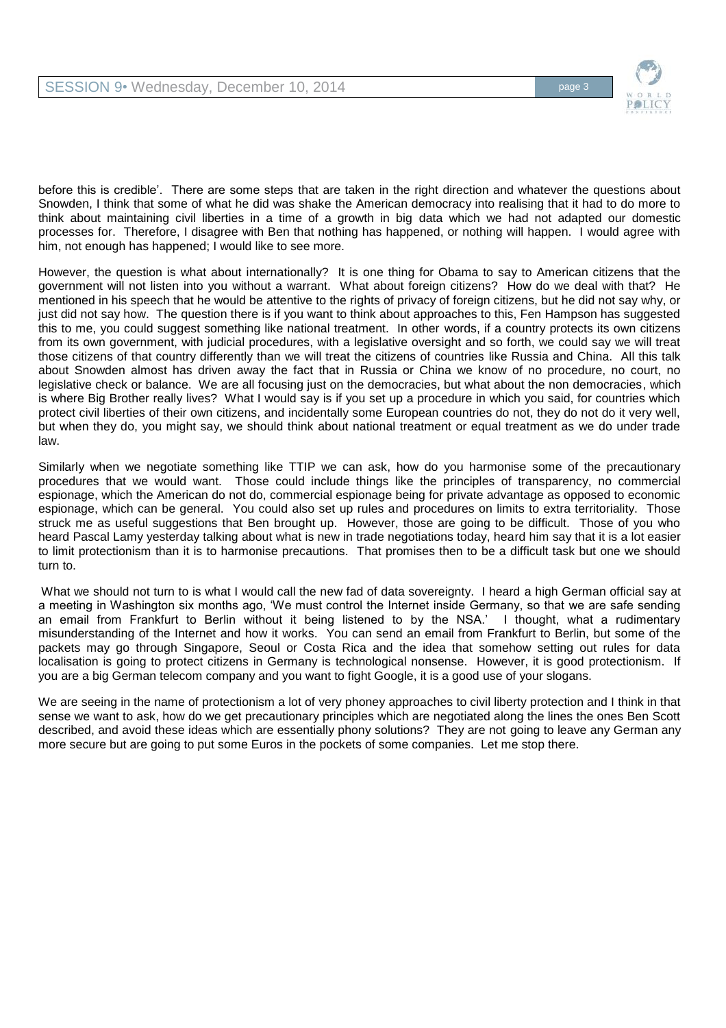before this is credible'. There are some steps that are taken in the right direction and whatever the questions about Snowden, I think that some of what he did was shake the American democracy into realising that it had to do more to think about maintaining civil liberties in a time of a growth in big data which we had not adapted our domestic processes for. Therefore, I disagree with Ben that nothing has happened, or nothing will happen. I would agree with him, not enough has happened; I would like to see more.

However, the question is what about internationally? It is one thing for Obama to say to American citizens that the government will not listen into you without a warrant. What about foreign citizens? How do we deal with that? He mentioned in his speech that he would be attentive to the rights of privacy of foreign citizens, but he did not say why, or just did not say how. The question there is if you want to think about approaches to this, Fen Hampson has suggested this to me, you could suggest something like national treatment. In other words, if a country protects its own citizens from its own government, with judicial procedures, with a legislative oversight and so forth, we could say we will treat those citizens of that country differently than we will treat the citizens of countries like Russia and China. All this talk about Snowden almost has driven away the fact that in Russia or China we know of no procedure, no court, no legislative check or balance. We are all focusing just on the democracies, but what about the non democracies, which is where Big Brother really lives? What I would say is if you set up a procedure in which you said, for countries which protect civil liberties of their own citizens, and incidentally some European countries do not, they do not do it very well, but when they do, you might say, we should think about national treatment or equal treatment as we do under trade law.

Similarly when we negotiate something like TTIP we can ask, how do you harmonise some of the precautionary procedures that we would want. Those could include things like the principles of transparency, no commercial espionage, which the American do not do, commercial espionage being for private advantage as opposed to economic espionage, which can be general. You could also set up rules and procedures on limits to extra territoriality. Those struck me as useful suggestions that Ben brought up. However, those are going to be difficult. Those of you who heard Pascal Lamy yesterday talking about what is new in trade negotiations today, heard him say that it is a lot easier to limit protectionism than it is to harmonise precautions. That promises then to be a difficult task but one we should turn to.

What we should not turn to is what I would call the new fad of data sovereignty. I heard a high German official say at a meeting in Washington six months ago, 'We must control the Internet inside Germany, so that we are safe sending an email from Frankfurt to Berlin without it being listened to by the NSA.' I thought, what a rudimentary misunderstanding of the Internet and how it works. You can send an email from Frankfurt to Berlin, but some of the packets may go through Singapore, Seoul or Costa Rica and the idea that somehow setting out rules for data localisation is going to protect citizens in Germany is technological nonsense. However, it is good protectionism. If you are a big German telecom company and you want to fight Google, it is a good use of your slogans.

We are seeing in the name of protectionism a lot of very phoney approaches to civil liberty protection and I think in that sense we want to ask, how do we get precautionary principles which are negotiated along the lines the ones Ben Scott described, and avoid these ideas which are essentially phony solutions? They are not going to leave any German any more secure but are going to put some Euros in the pockets of some companies. Let me stop there.